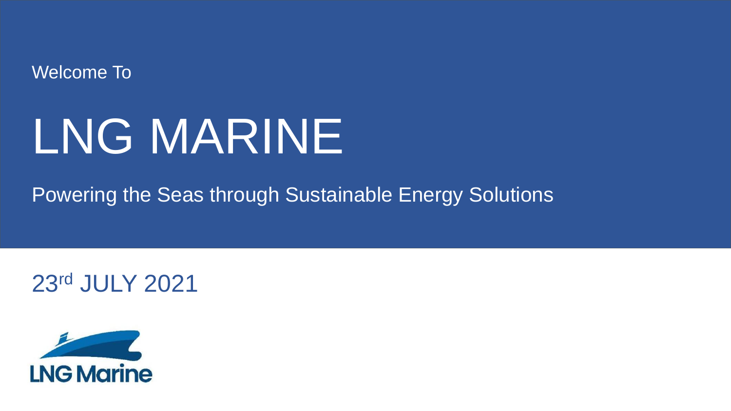Welcome To

# LNG MARINE

Powering the Seas through Sustainable Energy Solutions

23rd JULY 2021

LNG Marine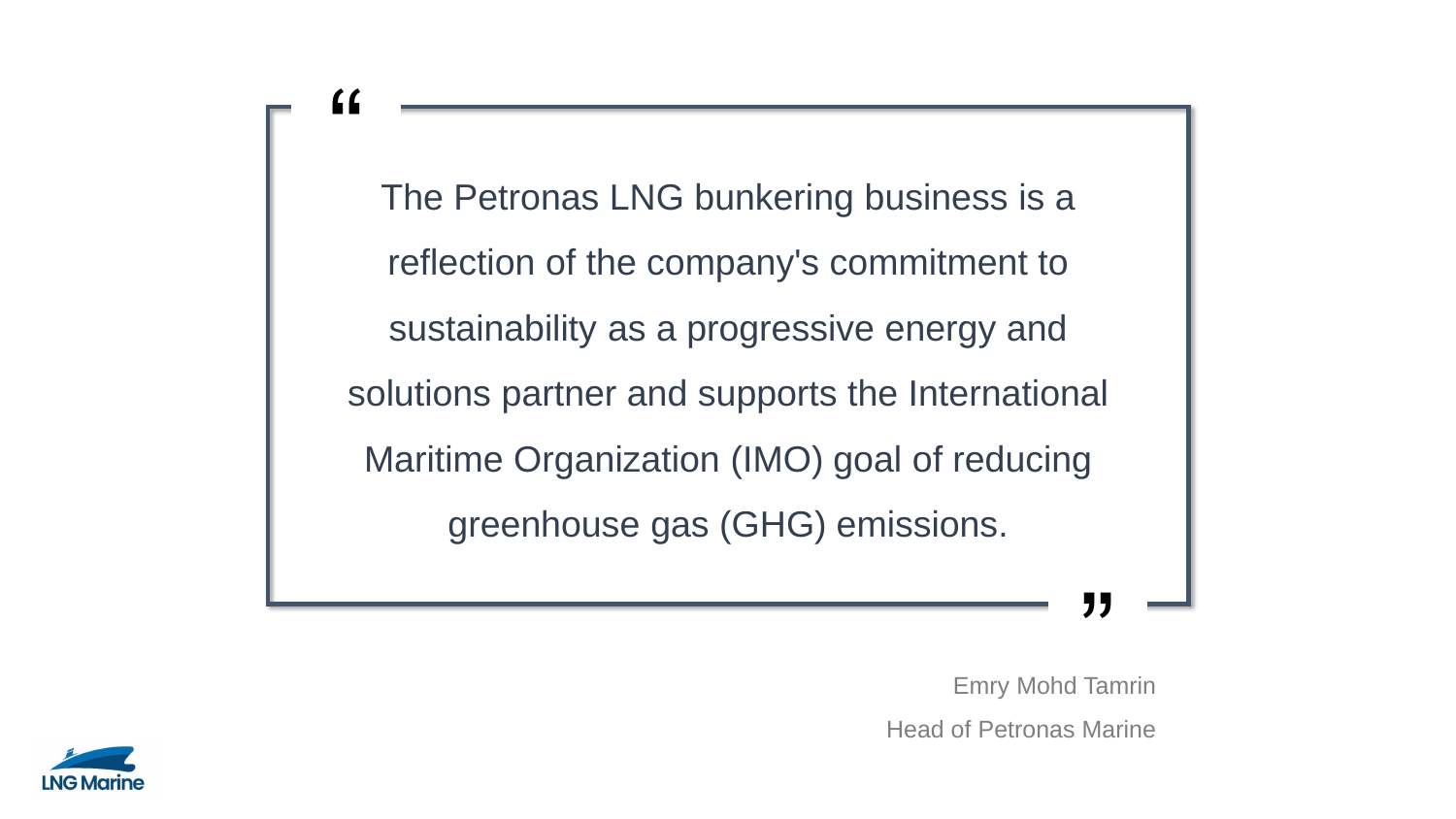> "The Petronas LNG bunkering business is a reflection of the company's commitment to sustainability as a progressive energy and solutions partner and supports the International Maritime Organization (IMO) goal of reducing greenhouse gas (GHG) emissions."

Emry Mohd Tamrin

Head of Petronas Marine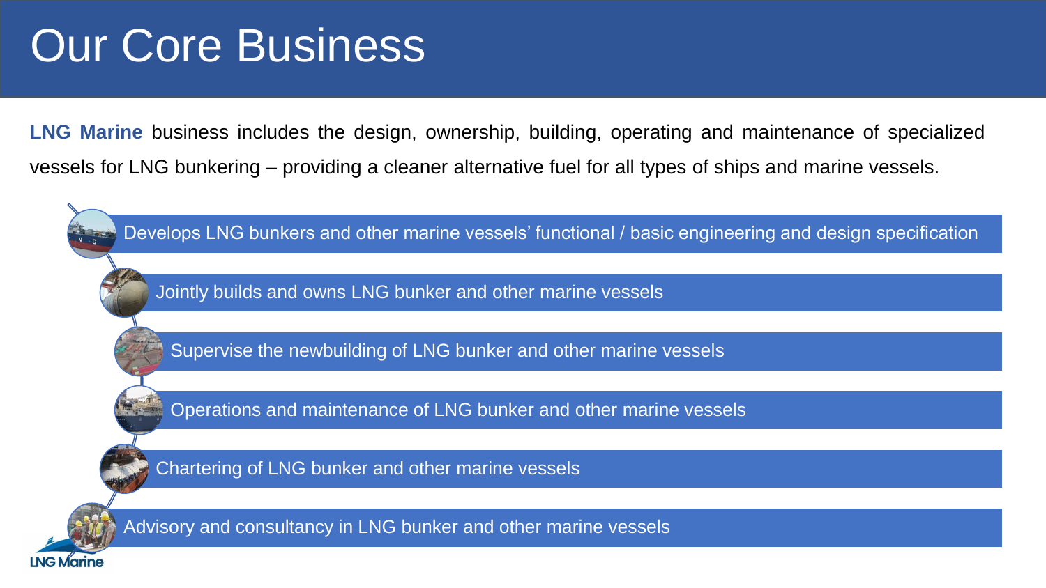# Our Core Business

**LNG Marine** business includes the design, ownership, building, operating and maintenance of specialized vessels for LNG bunkering – providing a cleaner alternative fuel for all types of ships and marine vessels.

- Develops LNG bunkers and other marine vessels' functional / basic engineering and design specification
- Jointly builds and owns LNG bunker and other marine vessels
- Supervise the newbuilding of LNG bunker and other marine vessels
- Operations and maintenance of LNG bunker and other marine vessels
- Chartering of LNG bunker and other marine vessels
- Advisory and consultancy in LNG bunker and other marine vessels

LNG Marine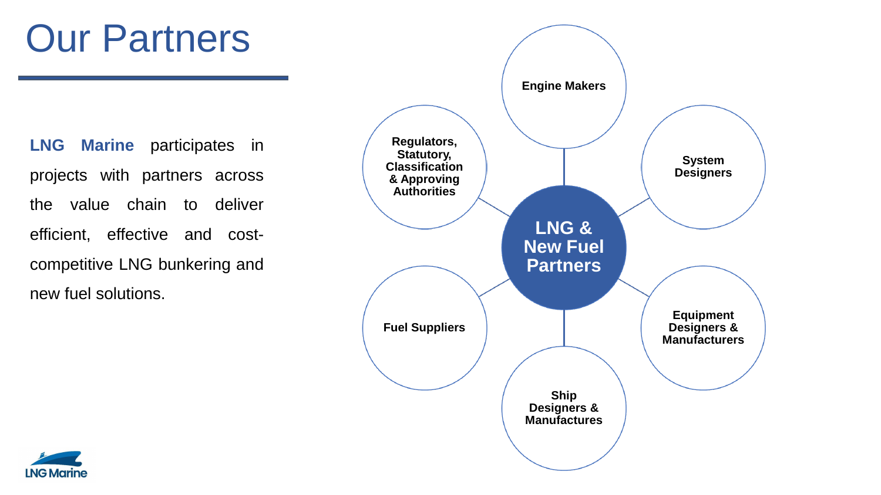# Our Partners

**LNG Marine** participates in projects with partners across the value chain to deliver efficient, effective and cost-competitive LNG bunkering and new fuel solutions.

**LNG & New Fuel Partners**

**Engine Makers**

**System Designers**

**Equipment Designers & Manufacturers**

**Ship Designers & Manufactures**

**Fuel Suppliers**

**Regulators, Statutory, Classification & Approving Authorities**

LNG Marine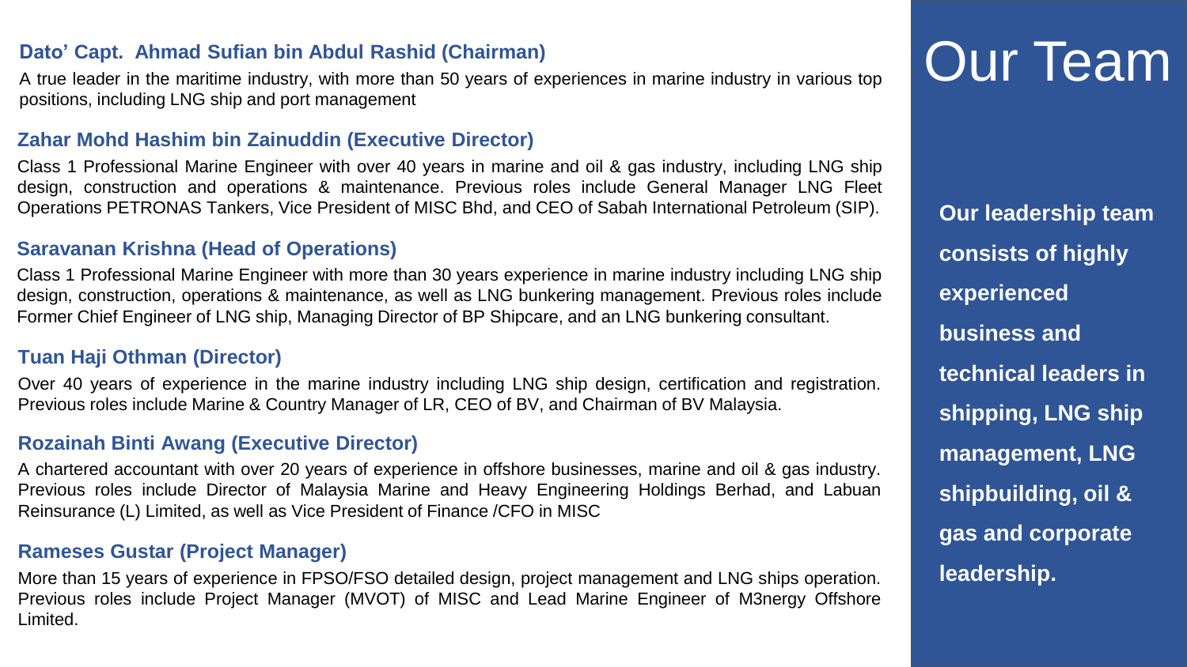# Our Team

**Our leadership team consists of highly experienced business and technical leaders in shipping, LNG ship management, LNG shipbuilding, oil & gas and corporate leadership.**

### Dato' Capt. Ahmad Sufian bin Abdul Rashid (Chairman)

A true leader in the maritime industry, with more than 50 years of experiences in marine industry in various top positions, including LNG ship and port management

### Zahar Mohd Hashim bin Zainuddin (Executive Director)

Class 1 Professional Marine Engineer with over 40 years in marine and oil & gas industry, including LNG ship design, construction and operations & maintenance. Previous roles include General Manager LNG Fleet Operations PETRONAS Tankers, Vice President of MISC Bhd, and CEO of Sabah International Petroleum (SIP).

### Saravanan Krishna (Head of Operations)

Class 1 Professional Marine Engineer with more than 30 years experience in marine industry including LNG ship design, construction, operations & maintenance, as well as LNG bunkering management. Previous roles include Former Chief Engineer of LNG ship, Managing Director of BP Shipcare, and an LNG bunkering consultant.

### Tuan Haji Othman (Director)

Over 40 years of experience in the marine industry including LNG ship design, certification and registration. Previous roles include Marine & Country Manager of LR, CEO of BV, and Chairman of BV Malaysia.

### Rozainah Binti Awang (Executive Director)

A chartered accountant with over 20 years of experience in offshore businesses, marine and oil & gas industry. Previous roles include Director of Malaysia Marine and Heavy Engineering Holdings Berhad, and Labuan Reinsurance (L) Limited, as well as Vice President of Finance /CFO in MISC

### Rameses Gustar (Project Manager)

More than 15 years of experience in FPSO/FSO detailed design, project management and LNG ships operation. Previous roles include Project Manager (MVOT) of MISC and Lead Marine Engineer of M3nergy Offshore Limited.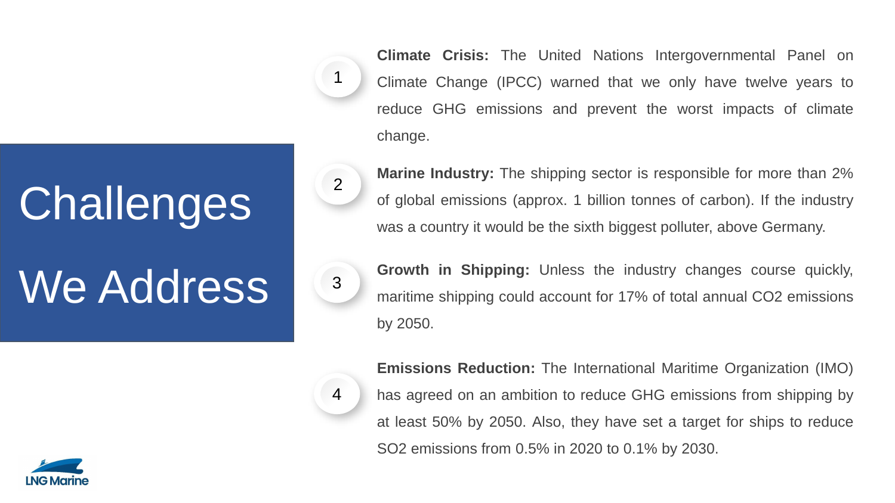# Challenges We Address

1. **Climate Crisis:** The United Nations Intergovernmental Panel on Climate Change (IPCC) warned that we only have twelve years to reduce GHG emissions and prevent the worst impacts of climate change.

2. **Marine Industry:** The shipping sector is responsible for more than 2% of global emissions (approx. 1 billion tonnes of carbon). If the industry was a country it would be the sixth biggest polluter, above Germany.

3. **Growth in Shipping:** Unless the industry changes course quickly, maritime shipping could account for 17% of total annual $CO_2$ emissions by 2050.

4. **Emissions Reduction:** The International Maritime Organization (IMO) has agreed on an ambition to reduce GHG emissions from shipping by at least 50% by 2050. Also, they have set a target for ships to reduce $SO_2$ emissions from 0.5% in 2020 to 0.1% by 2030.

LNG Marine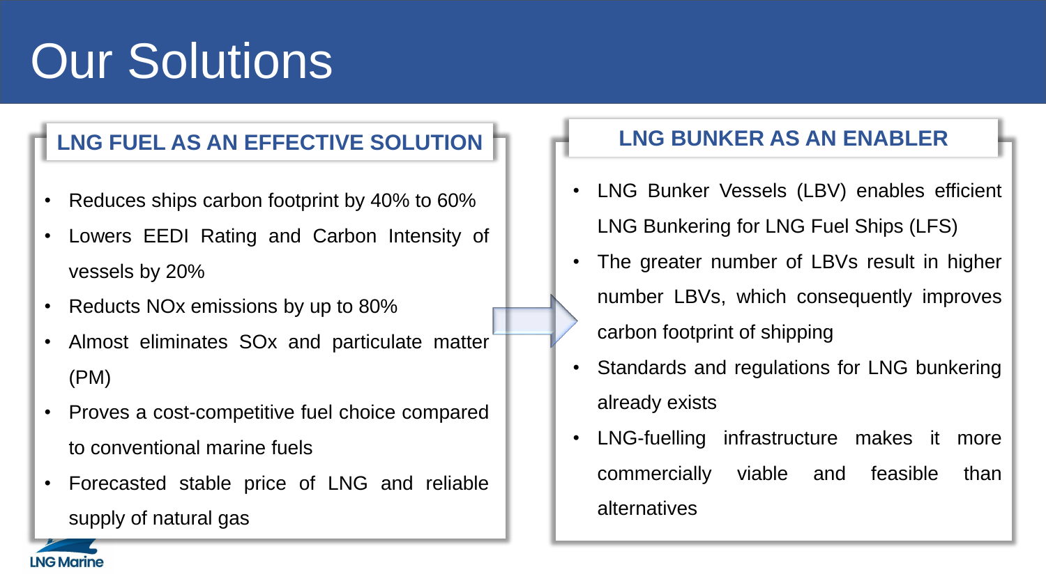# Our Solutions

## LNG FUEL AS AN EFFECTIVE SOLUTION

- Reduces ships carbon footprint by 40% to 60%
- Lowers EEDI Rating and Carbon Intensity of vessels by 20%
- Reducts NOx emissions by up to 80%
- Almost eliminates SOx and particulate matter (PM)
- Proves a cost-competitive fuel choice compared to conventional marine fuels
- Forecasted stable price of LNG and reliable supply of natural gas

## LNG BUNKER AS AN ENABLER

- LNG Bunker Vessels (LBV) enables efficient LNG Bunkering for LNG Fuel Ships (LFS)
- The greater number of LBVs result in higher number LBVs, which consequently improves carbon footprint of shipping
- Standards and regulations for LNG bunkering already exists
- LNG-fuelling infrastructure makes it more commercially viable and feasible than alternatives

LNG Marine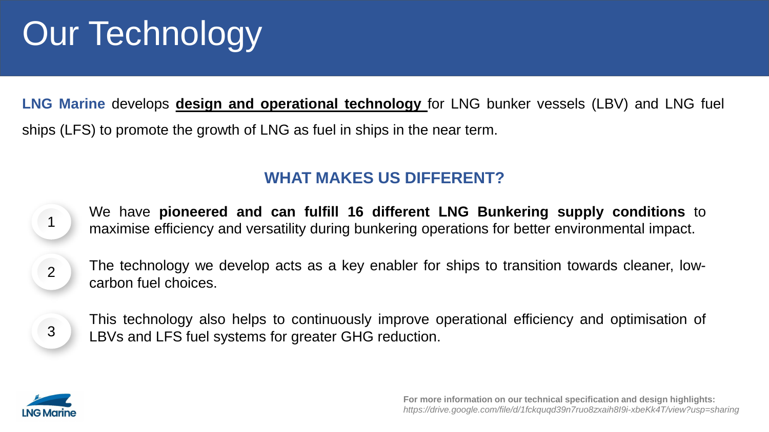# Our Technology

**LNG Marine** develops **design and operational technology** for LNG bunker vessels (LBV) and LNG fuel ships (LFS) to promote the growth of LNG as fuel in ships in the near term.

## WHAT MAKES US DIFFERENT?

1. We have **pioneered and can fulfill 16 different LNG Bunkering supply conditions** to maximise efficiency and versatility during bunkering operations for better environmental impact.
2. The technology we develop acts as a key enabler for ships to transition towards cleaner, low-carbon fuel choices.
3. This technology also helps to continuously improve operational efficiency and optimisation of LBVs and LFS fuel systems for greater GHG reduction.

LNG Marine

**For more information on our technical specification and design highlights:**
*https://drive.google.com/file/d/1fckquqd39n7ruo8zxaih8I9i-xbeKk4T/view?usp=sharing*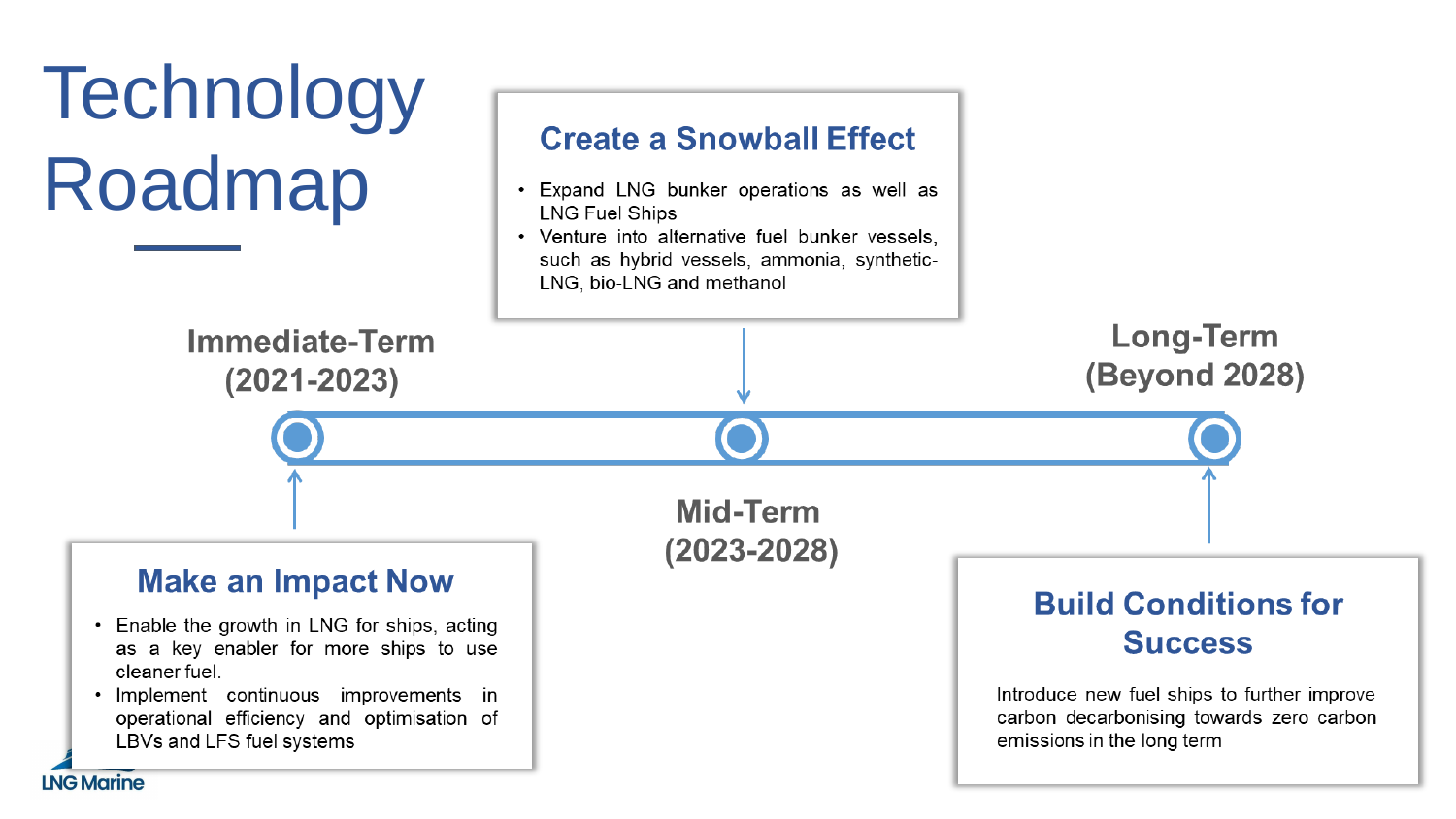# Technology Roadmap

## Immediate-Term (2021-2023)

### Make an Impact Now

- Enable the growth in LNG for ships, acting as a key enabler for more ships to use cleaner fuel.
- Implement continuous improvements in operational efficiency and optimisation of LBVs and LFS fuel systems

## Mid-Term (2023-2028)

### Create a Snowball Effect

- Expand LNG bunker operations as well as LNG Fuel Ships
- Venture into alternative fuel bunker vessels, such as hybrid vessels, ammonia, synthetic-LNG, bio-LNG and methanol

## Long-Term (Beyond 2028)

### Build Conditions for Success

Introduce new fuel ships to further improve carbon decarbonising towards zero carbon emissions in the long term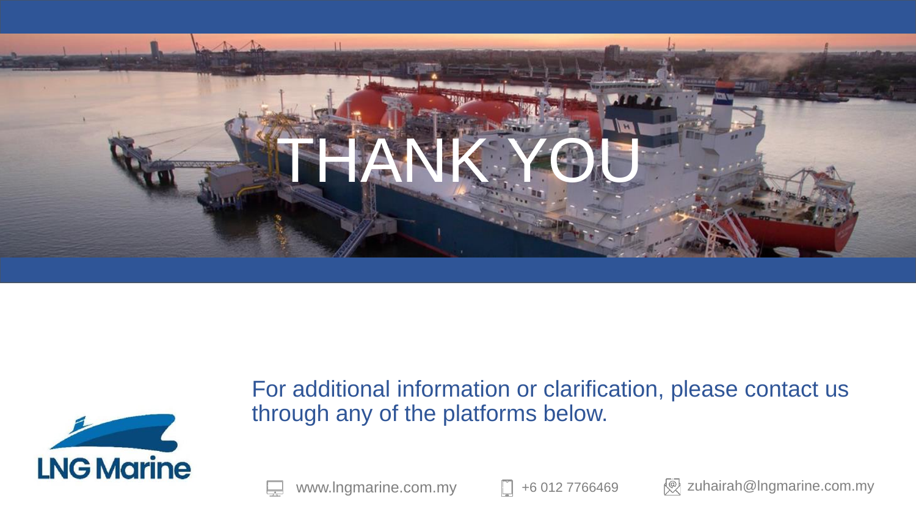# THANK YOU

For additional information or clarification, please contact us through any of the platforms below.

LNG Marine

www.lngmarine.com.my

+6 012 7766469

zuhairah@lngmarine.com.my